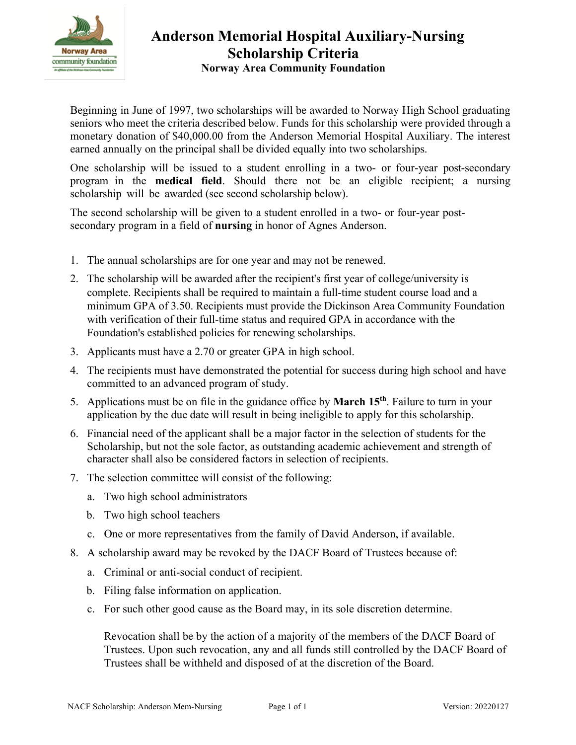# Anderson Memorial Hospital Auxiliary-Nursing Scholarship Criteria

### Norway Area Community Foundation

Beginning in June of 1997, two scholarships will be awarded to Norway High School graduating seniors who meet the criteria described below. Funds for this scholarship were provided through a monetary donation of $40,000.00 from the Anderson Memorial Hospital Auxiliary. The interest earned annually on the principal shall be divided equally into two scholarships.

One scholarship will be issued to a student enrolling in a two- or four-year post-secondary program in the **medical field**. Should there not be an eligible recipient; a nursing scholarship will be awarded (see second scholarship below).

The second scholarship will be given to a student enrolled in a two- or four-year post-secondary program in a field of **nursing** in honor of Agnes Anderson.

1. The annual scholarships are for one year and may not be renewed.
2. The scholarship will be awarded after the recipient's first year of college/university is complete. Recipients shall be required to maintain a full-time student course load and a minimum GPA of 3.50. Recipients must provide the Dickinson Area Community Foundation with verification of their full-time status and required GPA in accordance with the Foundation's established policies for renewing scholarships.
3. Applicants must have a 2.70 or greater GPA in high school.
4. The recipients must have demonstrated the potential for success during high school and have committed to an advanced program of study.
5. Applications must be on file in the guidance office by **March 15th**. Failure to turn in your application by the due date will result in being ineligible to apply for this scholarship.
6. Financial need of the applicant shall be a major factor in the selection of students for the Scholarship, but not the sole factor, as outstanding academic achievement and strength of character shall also be considered factors in selection of recipients.
7. The selection committee will consist of the following:
   a. Two high school administrators
   b. Two high school teachers
   c. One or more representatives from the family of David Anderson, if available.
8. A scholarship award may be revoked by the DACF Board of Trustees because of:
   a. Criminal or anti-social conduct of recipient.
   b. Filing false information on application.
   c. For such other good cause as the Board may, in its sole discretion determine.

   Revocation shall be by the action of a majority of the members of the DACF Board of Trustees. Upon such revocation, any and all funds still controlled by the DACF Board of Trustees shall be withheld and disposed of at the discretion of the Board.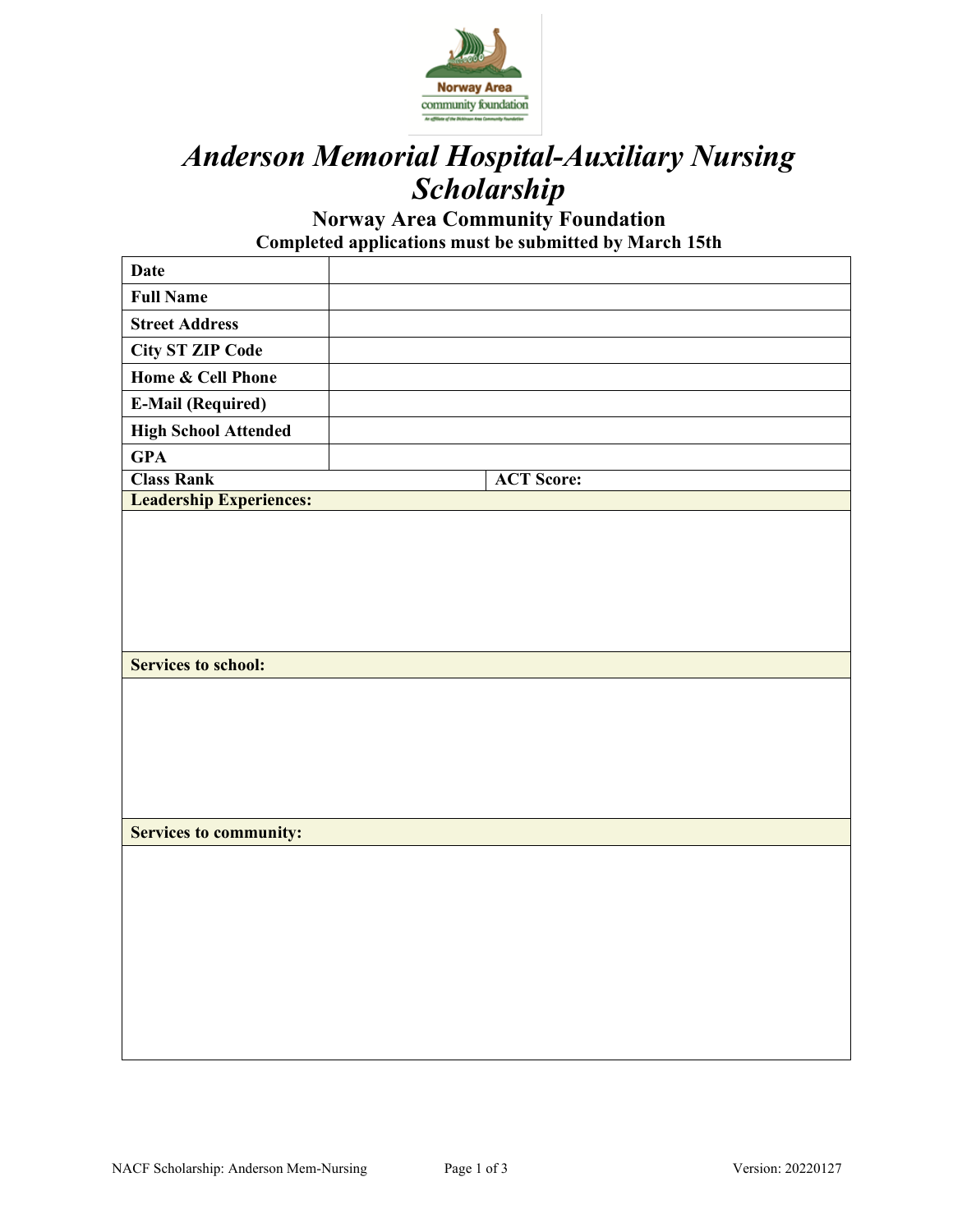# *Anderson Memorial Hospital-Auxiliary Nursing Scholarship*

## Norway Area Community Foundation

**Completed applications must be submitted by March 15th**

| | |
|---|---|
| **Date** | |
| **Full Name** | |
| **Street Address** | |
| **City ST ZIP Code** | |
| **Home & Cell Phone** | |
| **E-Mail (Required)** | |
| **High School Attended** | |
| **GPA** | |
| **Class Rank** | **ACT Score:** |

| |
|---|
| **Leadership Experiences:** |
| |

| |
|---|
| **Services to school:** |
| |

| |
|---|
| **Services to community:** |
| |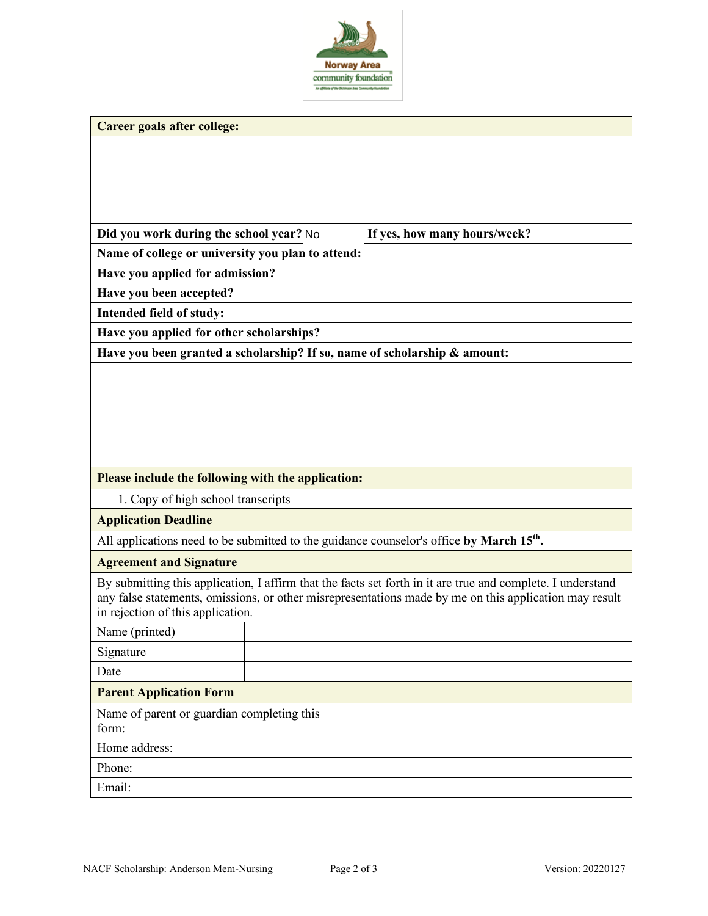| **Career goals after college:** | |
|---|---|
| | |
| **Did you work during the school year?** No | **If yes, how many hours/week?** |
| **Name of college or university you plan to attend:** | |
| **Have you applied for admission?** | |
| **Have you been accepted?** | |
| **Intended field of study:** | |
| **Have you applied for other scholarships?** | |
| **Have you been granted a scholarship? If so, name of scholarship & amount:** | |
| | |

**Please include the following with the application:**

1. Copy of high school transcripts

**Application Deadline**

All applications need to be submitted to the guidance counselor's office **by March 15th.**

**Agreement and Signature**

By submitting this application, I affirm that the facts set forth in it are true and complete. I understand any false statements, omissions, or other misrepresentations made by me on this application may result in rejection of this application.

| Name (printed) | |
|---|---|
| Signature | |
| Date | |

**Parent Application Form**

| Name of parent or guardian completing this form: | |
|---|---|
| Home address: | |
| Phone: | |
| Email: | |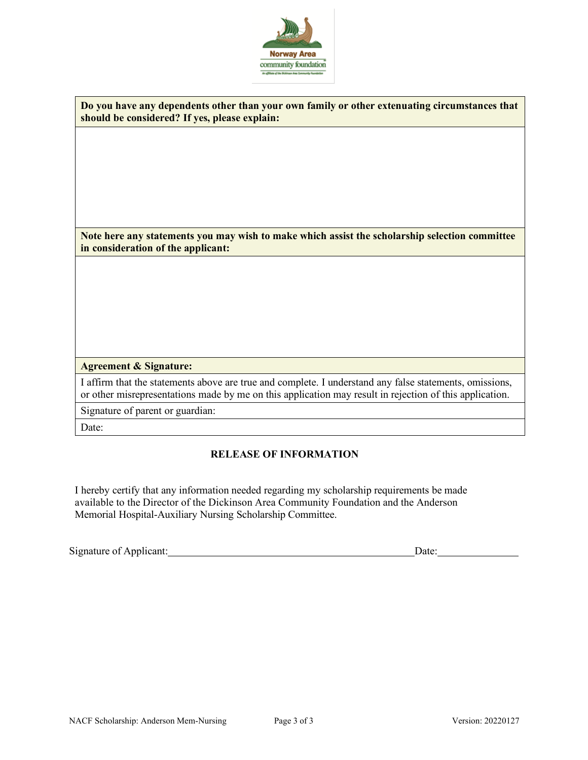| |
|---|
| **Do you have any dependents other than your own family or other extenuating circumstances that should be considered? If yes, please explain:** |
| |
| **Note here any statements you may wish to make which assist the scholarship selection committee in consideration of the applicant:** |
| |
| **Agreement & Signature:** |
| I affirm that the statements above are true and complete. I understand any false statements, omissions, or other misrepresentations made by me on this application may result in rejection of this application. |
| Signature of parent or guardian: |
| Date: |

**RELEASE OF INFORMATION**

I hereby certify that any information needed regarding my scholarship requirements be made available to the Director of the Dickinson Area Community Foundation and the Anderson Memorial Hospital-Auxiliary Nursing Scholarship Committee.

Signature of Applicant:_______________________________________________Date:_______________